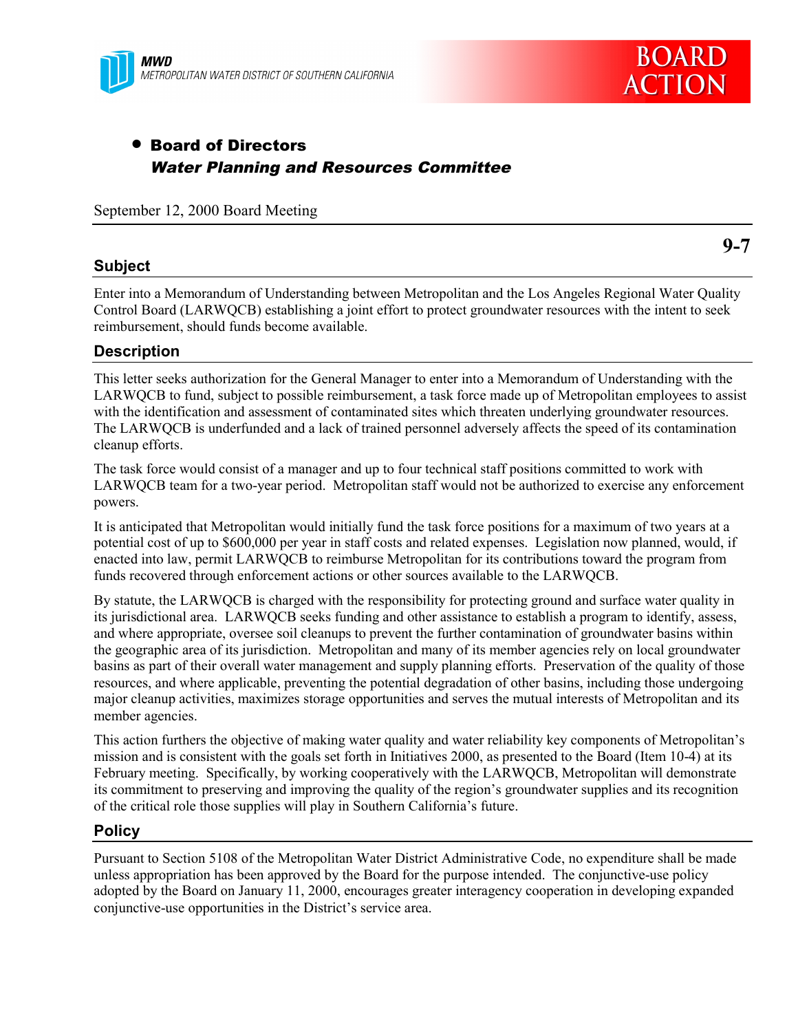MWD
METROPOLITAN WATER DISTRICT OF SOUTHERN CALIFORNIA

BOARD ACTION

- **Board of Directors**
  ***Water Planning and Resources Committee***

September 12, 2000 Board Meeting

**9-7**

## Subject

Enter into a Memorandum of Understanding between Metropolitan and the Los Angeles Regional Water Quality Control Board (LARWQCB) establishing a joint effort to protect groundwater resources with the intent to seek reimbursement, should funds become available.

## Description

This letter seeks authorization for the General Manager to enter into a Memorandum of Understanding with the LARWQCB to fund, subject to possible reimbursement, a task force made up of Metropolitan employees to assist with the identification and assessment of contaminated sites which threaten underlying groundwater resources. The LARWQCB is underfunded and a lack of trained personnel adversely affects the speed of its contamination cleanup efforts.

The task force would consist of a manager and up to four technical staff positions committed to work with LARWQCB team for a two-year period. Metropolitan staff would not be authorized to exercise any enforcement powers.

It is anticipated that Metropolitan would initially fund the task force positions for a maximum of two years at a potential cost of up to $600,000 per year in staff costs and related expenses. Legislation now planned, would, if enacted into law, permit LARWQCB to reimburse Metropolitan for its contributions toward the program from funds recovered through enforcement actions or other sources available to the LARWQCB.

By statute, the LARWQCB is charged with the responsibility for protecting ground and surface water quality in its jurisdictional area. LARWQCB seeks funding and other assistance to establish a program to identify, assess, and where appropriate, oversee soil cleanups to prevent the further contamination of groundwater basins within the geographic area of its jurisdiction. Metropolitan and many of its member agencies rely on local groundwater basins as part of their overall water management and supply planning efforts. Preservation of the quality of those resources, and where applicable, preventing the potential degradation of other basins, including those undergoing major cleanup activities, maximizes storage opportunities and serves the mutual interests of Metropolitan and its member agencies.

This action furthers the objective of making water quality and water reliability key components of Metropolitan's mission and is consistent with the goals set forth in Initiatives 2000, as presented to the Board (Item 10-4) at its February meeting. Specifically, by working cooperatively with the LARWQCB, Metropolitan will demonstrate its commitment to preserving and improving the quality of the region's groundwater supplies and its recognition of the critical role those supplies will play in Southern California's future.

## Policy

Pursuant to Section 5108 of the Metropolitan Water District Administrative Code, no expenditure shall be made unless appropriation has been approved by the Board for the purpose intended. The conjunctive-use policy adopted by the Board on January 11, 2000, encourages greater interagency cooperation in developing expanded conjunctive-use opportunities in the District's service area.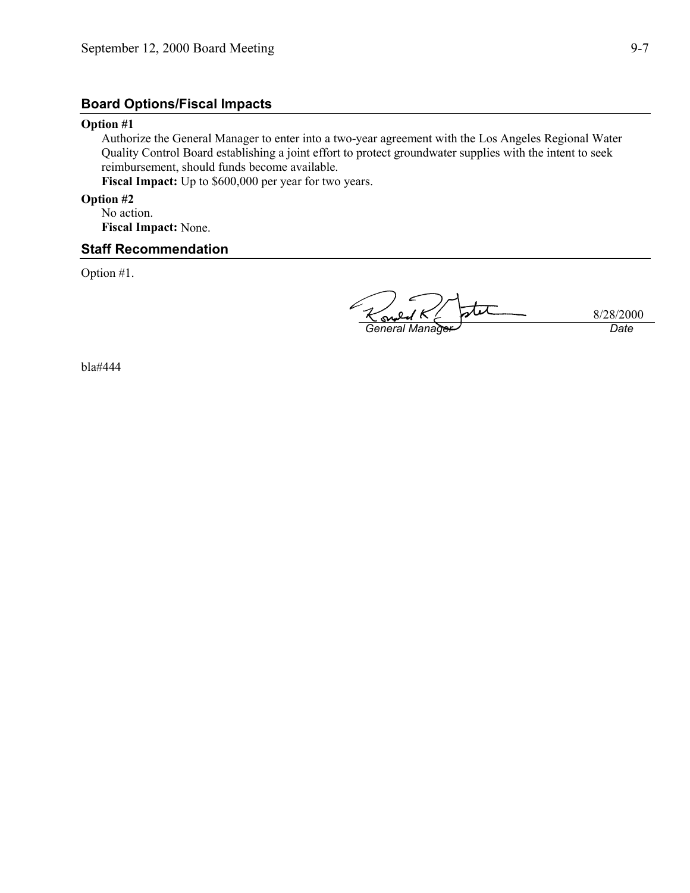## Board Options/Fiscal Impacts

**Option #1**

Authorize the General Manager to enter into a two-year agreement with the Los Angeles Regional Water Quality Control Board establishing a joint effort to protect groundwater supplies with the intent to seek reimbursement, should funds become available.

**Fiscal Impact:** Up to $600,000 per year for two years.

**Option #2**

No action.

**Fiscal Impact:** None.

## Staff Recommendation

Option #1.

*General Manager* 8/28/2000
*Date*

bla#444